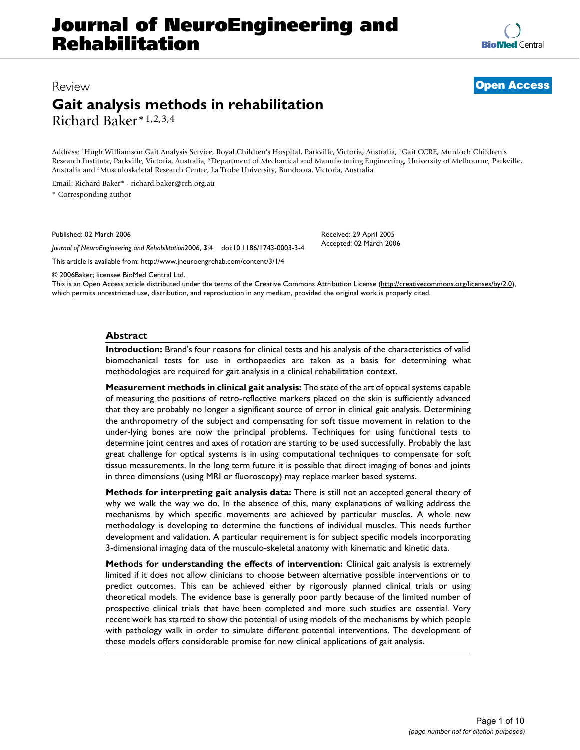# Journal of NeuroEngineering and Rehabilitation

Review

**Open Access**

# Gait analysis methods in rehabilitation

Richard Baker*[1,2,3,4]

Address: [1]Hugh Williamson Gait Analysis Service, Royal Children's Hospital, Parkville, Victoria, Australia, [2]Gait CCRE, Murdoch Children's Research Institute, Parkville, Victoria, Australia, [3]Department of Mechanical and Manufacturing Engineering, University of Melbourne, Parkville, Australia and [4]Musculoskeletal Research Centre, La Trobe University, Bundoora, Victoria, Australia

Email: Richard Baker* - richard.baker@rch.org.au

\* Corresponding author

Published: 02 March 2006

*Journal of NeuroEngineering and Rehabilitation* 2006, **3**:4 doi:10.1186/1743-0003-3-4

Received: 29 April 2005
Accepted: 02 March 2006

This article is available from: http://www.jneuroengrehab.com/content/3/1/4

© 2006 Baker; licensee BioMed Central Ltd.
This is an Open Access article distributed under the terms of the Creative Commons Attribution License (http://creativecommons.org/licenses/by/2.0), which permits unrestricted use, distribution, and reproduction in any medium, provided the original work is properly cited.

## Abstract

**Introduction:** Brand's four reasons for clinical tests and his analysis of the characteristics of valid biomechanical tests for use in orthopaedics are taken as a basis for determining what methodologies are required for gait analysis in a clinical rehabilitation context.

**Measurement methods in clinical gait analysis:** The state of the art of optical systems capable of measuring the positions of retro-reflective markers placed on the skin is sufficiently advanced that they are probably no longer a significant source of error in clinical gait analysis. Determining the anthropometry of the subject and compensating for soft tissue movement in relation to the under-lying bones are now the principal problems. Techniques for using functional tests to determine joint centres and axes of rotation are starting to be used successfully. Probably the last great challenge for optical systems is in using computational techniques to compensate for soft tissue measurements. In the long term future it is possible that direct imaging of bones and joints in three dimensions (using MRI or fluoroscopy) may replace marker based systems.

**Methods for interpreting gait analysis data:** There is still not an accepted general theory of why we walk the way we do. In the absence of this, many explanations of walking address the mechanisms by which specific movements are achieved by particular muscles. A whole new methodology is developing to determine the functions of individual muscles. This needs further development and validation. A particular requirement is for subject specific models incorporating 3-dimensional imaging data of the musculo-skeletal anatomy with kinematic and kinetic data.

**Methods for understanding the effects of intervention:** Clinical gait analysis is extremely limited if it does not allow clinicians to choose between alternative possible interventions or to predict outcomes. This can be achieved either by rigorously planned clinical trials or using theoretical models. The evidence base is generally poor partly because of the limited number of prospective clinical trials that have been completed and more such studies are essential. Very recent work has started to show the potential of using models of the mechanisms by which people with pathology walk in order to simulate different potential interventions. The development of these models offers considerable promise for new clinical applications of gait analysis.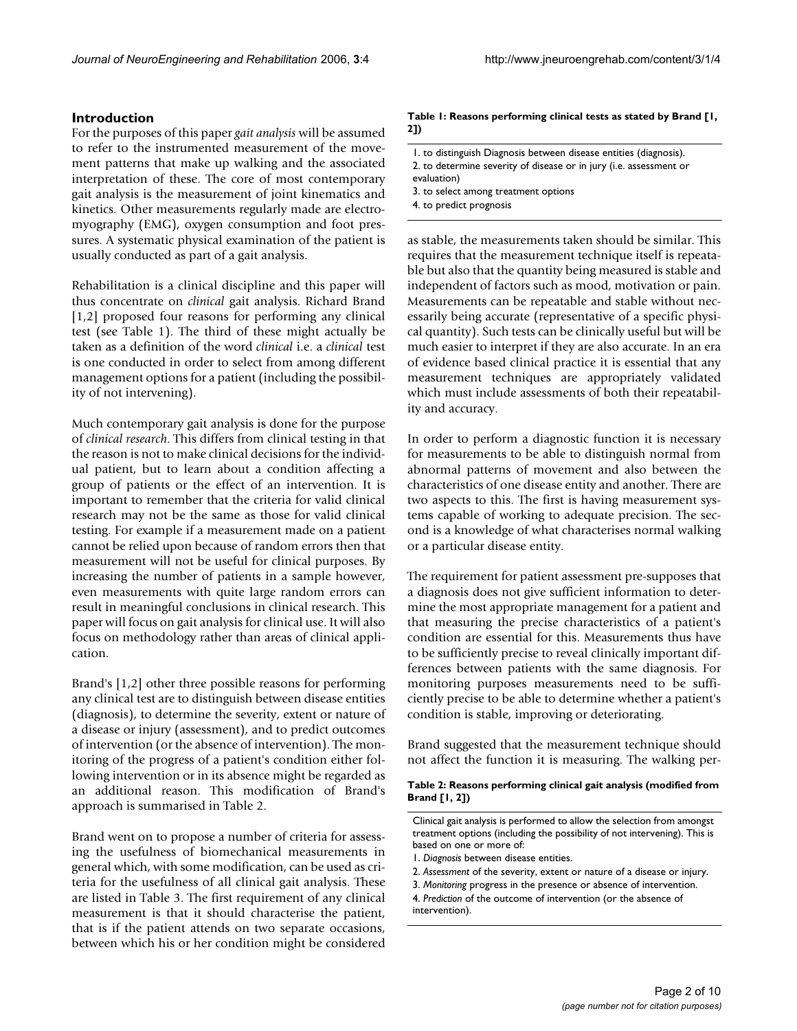## Introduction

For the purposes of this paper *gait analysis* will be assumed to refer to the instrumented measurement of the movement patterns that make up walking and the associated interpretation of these. The core of most contemporary gait analysis is the measurement of joint kinematics and kinetics. Other measurements regularly made are electromyography (EMG), oxygen consumption and foot pressures. A systematic physical examination of the patient is usually conducted as part of a gait analysis.

Rehabilitation is a clinical discipline and this paper will thus concentrate on *clinical* gait analysis. Richard Brand [1,2] proposed four reasons for performing any clinical test (see Table 1). The third of these might actually be taken as a definition of the word *clinical* i.e. a *clinical* test is one conducted in order to select from among different management options for a patient (including the possibility of not intervening).

Much contemporary gait analysis is done for the purpose of *clinical research*. This differs from clinical testing in that the reason is not to make clinical decisions for the individual patient, but to learn about a condition affecting a group of patients or the effect of an intervention. It is important to remember that the criteria for valid clinical research may not be the same as those for valid clinical testing. For example if a measurement made on a patient cannot be relied upon because of random errors then that measurement will not be useful for clinical purposes. By increasing the number of patients in a sample however, even measurements with quite large random errors can result in meaningful conclusions in clinical research. This paper will focus on gait analysis for clinical use. It will also focus on methodology rather than areas of clinical application.

Brand's [1,2] other three possible reasons for performing any clinical test are to distinguish between disease entities (diagnosis), to determine the severity, extent or nature of a disease or injury (assessment), and to predict outcomes of intervention (or the absence of intervention). The monitoring of the progress of a patient's condition either following intervention or in its absence might be regarded as an additional reason. This modification of Brand's approach is summarised in Table 2.

Brand went on to propose a number of criteria for assessing the usefulness of biomechanical measurements in general which, with some modification, can be used as criteria for the usefulness of all clinical gait analysis. These are listed in Table 3. The first requirement of any clinical measurement is that it should characterise the patient, that is if the patient attends on two separate occasions, between which his or her condition might be considered as stable, the measurements taken should be similar. This requires that the measurement technique itself is repeatable but also that the quantity being measured is stable and independent of factors such as mood, motivation or pain. Measurements can be repeatable and stable without necessarily being accurate (representative of a specific physical quantity). Such tests can be clinically useful but will be much easier to interpret if they are also accurate. In an era of evidence based clinical practice it is essential that any measurement techniques are appropriately validated which must include assessments of both their repeatability and accuracy.

**Table 1: Reasons performing clinical tests as stated by Brand [1, 2])**

1. to distinguish Diagnosis between disease entities (diagnosis).
2. to determine severity of disease or in jury (i.e. assessment or evaluation)
3. to select among treatment options
4. to predict prognosis

In order to perform a diagnostic function it is necessary for measurements to be able to distinguish normal from abnormal patterns of movement and also between the characteristics of one disease entity and another. There are two aspects to this. The first is having measurement systems capable of working to adequate precision. The second is a knowledge of what characterises normal walking or a particular disease entity.

The requirement for patient assessment pre-supposes that a diagnosis does not give sufficient information to determine the most appropriate management for a patient and that measuring the precise characteristics of a patient's condition are essential for this. Measurements thus have to be sufficiently precise to reveal clinically important differences between patients with the same diagnosis. For monitoring purposes measurements need to be sufficiently precise to be able to determine whether a patient's condition is stable, improving or deteriorating.

Brand suggested that the measurement technique should not affect the function it is measuring. The walking per-

**Table 2: Reasons performing clinical gait analysis (modified from Brand [1, 2])**

Clinical gait analysis is performed to allow the selection from amongst treatment options (including the possibility of not intervening). This is based on one or more of:

1. *Diagnosis* between disease entities.
2. *Assessment* of the severity, extent or nature of a disease or injury.
3. *Monitoring* progress in the presence or absence of intervention.
4. *Prediction* of the outcome of intervention (or the absence of intervention).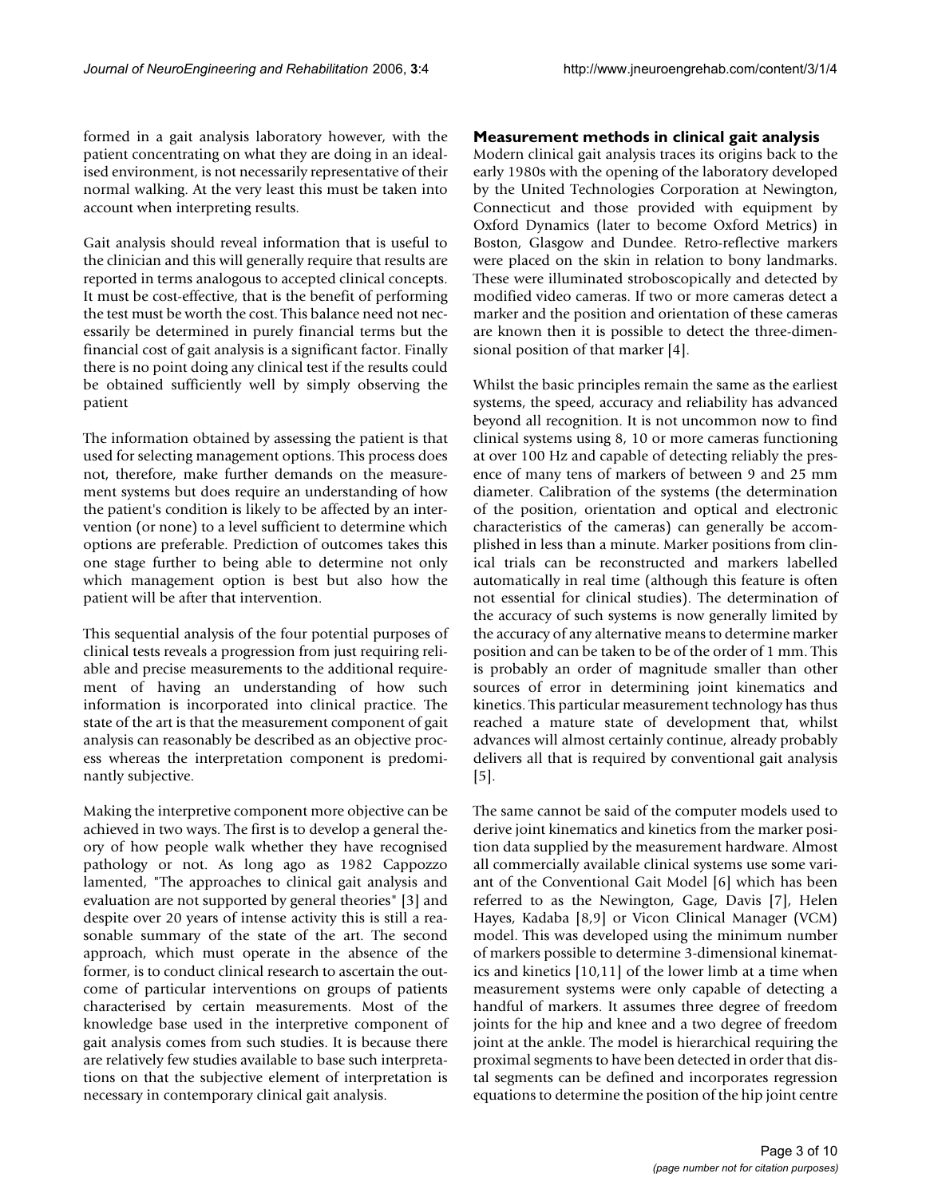formed in a gait analysis laboratory however, with the patient concentrating on what they are doing in an idealised environment, is not necessarily representative of their normal walking. At the very least this must be taken into account when interpreting results.

Gait analysis should reveal information that is useful to the clinician and this will generally require that results are reported in terms analogous to accepted clinical concepts. It must be cost-effective, that is the benefit of performing the test must be worth the cost. This balance need not necessarily be determined in purely financial terms but the financial cost of gait analysis is a significant factor. Finally there is no point doing any clinical test if the results could be obtained sufficiently well by simply observing the patient

The information obtained by assessing the patient is that used for selecting management options. This process does not, therefore, make further demands on the measurement systems but does require an understanding of how the patient's condition is likely to be affected by an intervention (or none) to a level sufficient to determine which options are preferable. Prediction of outcomes takes this one stage further to being able to determine not only which management option is best but also how the patient will be after that intervention.

This sequential analysis of the four potential purposes of clinical tests reveals a progression from just requiring reliable and precise measurements to the additional requirement of having an understanding of how such information is incorporated into clinical practice. The state of the art is that the measurement component of gait analysis can reasonably be described as an objective process whereas the interpretation component is predominantly subjective.

Making the interpretive component more objective can be achieved in two ways. The first is to develop a general theory of how people walk whether they have recognised pathology or not. As long ago as 1982 Cappozzo lamented, "The approaches to clinical gait analysis and evaluation are not supported by general theories" [3] and despite over 20 years of intense activity this is still a reasonable summary of the state of the art. The second approach, which must operate in the absence of the former, is to conduct clinical research to ascertain the outcome of particular interventions on groups of patients characterised by certain measurements. Most of the knowledge base used in the interpretive component of gait analysis comes from such studies. It is because there are relatively few studies available to base such interpretations on that the subjective element of interpretation is necessary in contemporary clinical gait analysis.

## Measurement methods in clinical gait analysis

Modern clinical gait analysis traces its origins back to the early 1980s with the opening of the laboratory developed by the United Technologies Corporation at Newington, Connecticut and those provided with equipment by Oxford Dynamics (later to become Oxford Metrics) in Boston, Glasgow and Dundee. Retro-reflective markers were placed on the skin in relation to bony landmarks. These were illuminated stroboscopically and detected by modified video cameras. If two or more cameras detect a marker and the position and orientation of these cameras are known then it is possible to detect the three-dimensional position of that marker [4].

Whilst the basic principles remain the same as the earliest systems, the speed, accuracy and reliability has advanced beyond all recognition. It is not uncommon now to find clinical systems using 8, 10 or more cameras functioning at over 100 Hz and capable of detecting reliably the presence of many tens of markers of between 9 and 25 mm diameter. Calibration of the systems (the determination of the position, orientation and optical and electronic characteristics of the cameras) can generally be accomplished in less than a minute. Marker positions from clinical trials can be reconstructed and markers labelled automatically in real time (although this feature is often not essential for clinical studies). The determination of the accuracy of such systems is now generally limited by the accuracy of any alternative means to determine marker position and can be taken to be of the order of 1 mm. This is probably an order of magnitude smaller than other sources of error in determining joint kinematics and kinetics. This particular measurement technology has thus reached a mature state of development that, whilst advances will almost certainly continue, already probably delivers all that is required by conventional gait analysis [5].

The same cannot be said of the computer models used to derive joint kinematics and kinetics from the marker position data supplied by the measurement hardware. Almost all commercially available clinical systems use some variant of the Conventional Gait Model [6] which has been referred to as the Newington, Gage, Davis [7], Helen Hayes, Kadaba [8,9] or Vicon Clinical Manager (VCM) model. This was developed using the minimum number of markers possible to determine 3-dimensional kinematics and kinetics [10,11] of the lower limb at a time when measurement systems were only capable of detecting a handful of markers. It assumes three degree of freedom joints for the hip and knee and a two degree of freedom joint at the ankle. The model is hierarchical requiring the proximal segments to have been detected in order that distal segments can be defined and incorporates regression equations to determine the position of the hip joint centre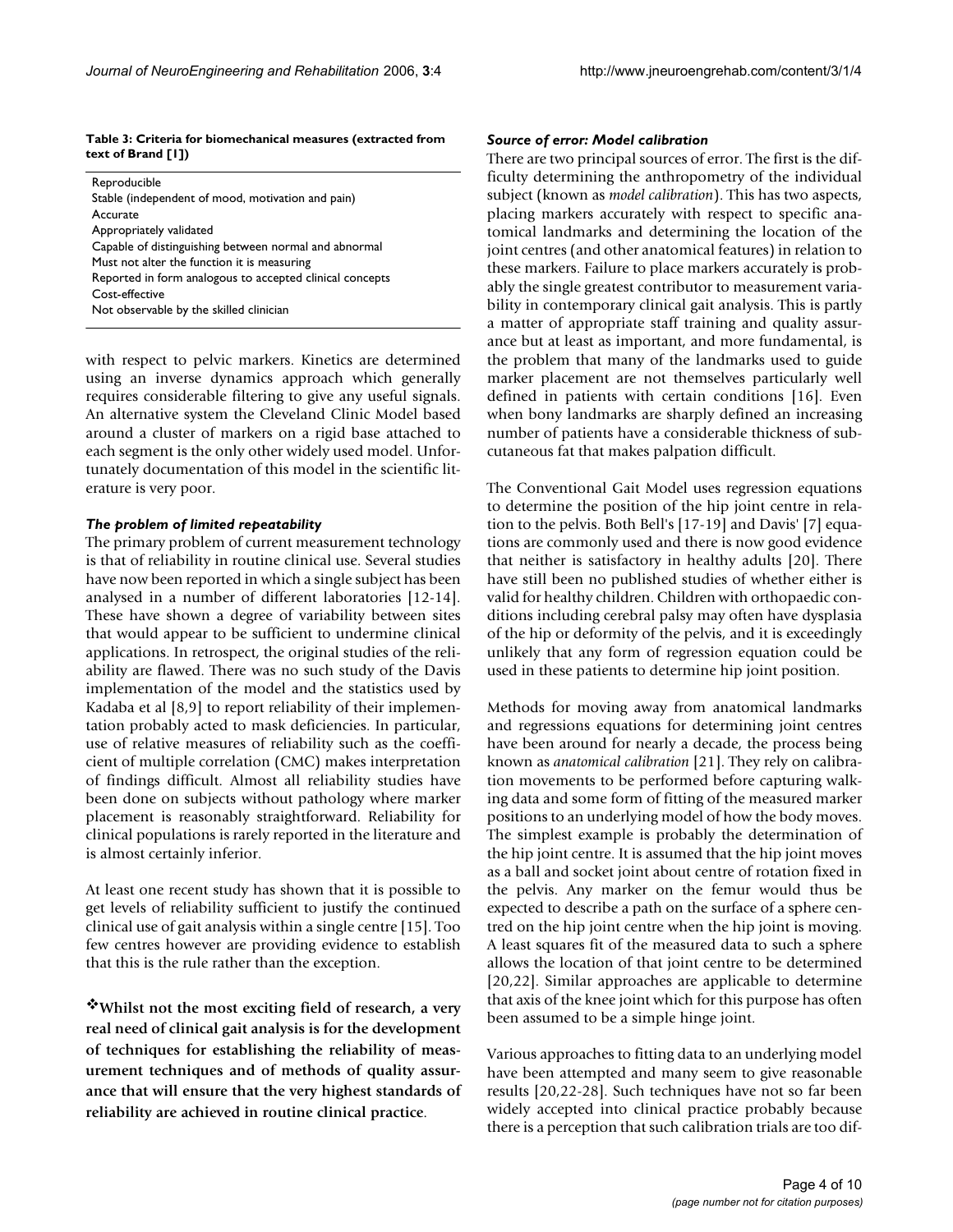**Table 3: Criteria for biomechanical measures (extracted from text of Brand [1])**

| |
|---|
| Reproducible |
| Stable (independent of mood, motivation and pain) |
| Accurate |
| Appropriately validated |
| Capable of distinguishing between normal and abnormal |
| Must not alter the function it is measuring |
| Reported in form analogous to accepted clinical concepts |
| Cost-effective |
| Not observable by the skilled clinician |

with respect to pelvic markers. Kinetics are determined using an inverse dynamics approach which generally requires considerable filtering to give any useful signals. An alternative system the Cleveland Clinic Model based around a cluster of markers on a rigid base attached to each segment is the only other widely used model. Unfortunately documentation of this model in the scientific literature is very poor.

### *The problem of limited repeatability*

The primary problem of current measurement technology is that of reliability in routine clinical use. Several studies have now been reported in which a single subject has been analysed in a number of different laboratories [12-14]. These have shown a degree of variability between sites that would appear to be sufficient to undermine clinical applications. In retrospect, the original studies of the reliability are flawed. There was no such study of the Davis implementation of the model and the statistics used by Kadaba et al [8,9] to report reliability of their implementation probably acted to mask deficiencies. In particular, use of relative measures of reliability such as the coefficient of multiple correlation (CMC) makes interpretation of findings difficult. Almost all reliability studies have been done on subjects without pathology where marker placement is reasonably straightforward. Reliability for clinical populations is rarely reported in the literature and is almost certainly inferior.

At least one recent study has shown that it is possible to get levels of reliability sufficient to justify the continued clinical use of gait analysis within a single centre [15]. Too few centres however are providing evidence to establish that this is the rule rather than the exception.

❖**Whilst not the most exciting field of research, a very real need of clinical gait analysis is for the development of techniques for establishing the reliability of measurement techniques and of methods of quality assurance that will ensure that the very highest standards of reliability are achieved in routine clinical practice**.

### *Source of error: Model calibration*

There are two principal sources of error. The first is the difficulty determining the anthropometry of the individual subject (known as *model calibration*). This has two aspects, placing markers accurately with respect to specific anatomical landmarks and determining the location of the joint centres (and other anatomical features) in relation to these markers. Failure to place markers accurately is probably the single greatest contributor to measurement variability in contemporary clinical gait analysis. This is partly a matter of appropriate staff training and quality assurance but at least as important, and more fundamental, is the problem that many of the landmarks used to guide marker placement are not themselves particularly well defined in patients with certain conditions [16]. Even when bony landmarks are sharply defined an increasing number of patients have a considerable thickness of subcutaneous fat that makes palpation difficult.

The Conventional Gait Model uses regression equations to determine the position of the hip joint centre in relation to the pelvis. Both Bell's [17-19] and Davis' [7] equations are commonly used and there is now good evidence that neither is satisfactory in healthy adults [20]. There have still been no published studies of whether either is valid for healthy children. Children with orthopaedic conditions including cerebral palsy may often have dysplasia of the hip or deformity of the pelvis, and it is exceedingly unlikely that any form of regression equation could be used in these patients to determine hip joint position.

Methods for moving away from anatomical landmarks and regressions equations for determining joint centres have been around for nearly a decade, the process being known as *anatomical calibration* [21]. They rely on calibration movements to be performed before capturing walking data and some form of fitting of the measured marker positions to an underlying model of how the body moves. The simplest example is probably the determination of the hip joint centre. It is assumed that the hip joint moves as a ball and socket joint about centre of rotation fixed in the pelvis. Any marker on the femur would thus be expected to describe a path on the surface of a sphere centred on the hip joint centre when the hip joint is moving. A least squares fit of the measured data to such a sphere allows the location of that joint centre to be determined [20,22]. Similar approaches are applicable to determine that axis of the knee joint which for this purpose has often been assumed to be a simple hinge joint.

Various approaches to fitting data to an underlying model have been attempted and many seem to give reasonable results [20,22-28]. Such techniques have not so far been widely accepted into clinical practice probably because there is a perception that such calibration trials are too dif-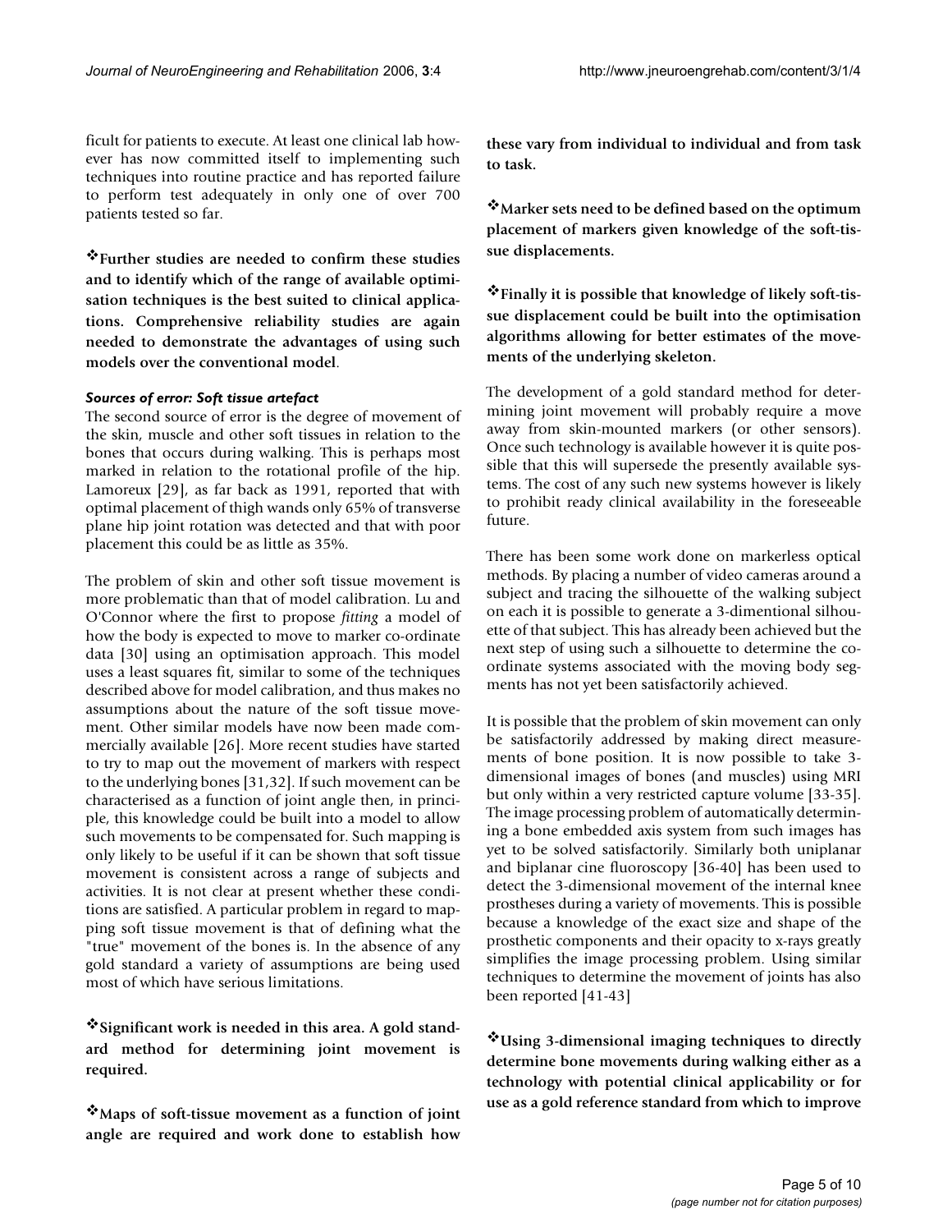ficult for patients to execute. At least one clinical lab however has now committed itself to implementing such techniques into routine practice and has reported failure to perform test adequately in only one of over 700 patients tested so far.

❖**Further studies are needed to confirm these studies and to identify which of the range of available optimisation techniques is the best suited to clinical applications. Comprehensive reliability studies are again needed to demonstrate the advantages of using such models over the conventional model**.

#### *Sources of error: Soft tissue artefact*

The second source of error is the degree of movement of the skin, muscle and other soft tissues in relation to the bones that occurs during walking. This is perhaps most marked in relation to the rotational profile of the hip. Lamoreux [29], as far back as 1991, reported that with optimal placement of thigh wands only 65% of transverse plane hip joint rotation was detected and that with poor placement this could be as little as 35%.

The problem of skin and other soft tissue movement is more problematic than that of model calibration. Lu and O'Connor where the first to propose *fitting* a model of how the body is expected to move to marker co-ordinate data [30] using an optimisation approach. This model uses a least squares fit, similar to some of the techniques described above for model calibration, and thus makes no assumptions about the nature of the soft tissue movement. Other similar models have now been made commercially available [26]. More recent studies have started to try to map out the movement of markers with respect to the underlying bones [31,32]. If such movement can be characterised as a function of joint angle then, in principle, this knowledge could be built into a model to allow such movements to be compensated for. Such mapping is only likely to be useful if it can be shown that soft tissue movement is consistent across a range of subjects and activities. It is not clear at present whether these conditions are satisfied. A particular problem in regard to mapping soft tissue movement is that of defining what the "true" movement of the bones is. In the absence of any gold standard a variety of assumptions are being used most of which have serious limitations.

❖**Significant work is needed in this area. A gold standard method for determining joint movement is required.**

❖**Maps of soft-tissue movement as a function of joint angle are required and work done to establish how these vary from individual to individual and from task to task.**

❖**Marker sets need to be defined based on the optimum placement of markers given knowledge of the soft-tissue displacements.**

❖**Finally it is possible that knowledge of likely soft-tissue displacement could be built into the optimisation algorithms allowing for better estimates of the movements of the underlying skeleton.**

The development of a gold standard method for determining joint movement will probably require a move away from skin-mounted markers (or other sensors). Once such technology is available however it is quite possible that this will supersede the presently available systems. The cost of any such new systems however is likely to prohibit ready clinical availability in the foreseeable future.

There has been some work done on markerless optical methods. By placing a number of video cameras around a subject and tracing the silhouette of the walking subject on each it is possible to generate a 3-dimentional silhouette of that subject. This has already been achieved but the next step of using such a silhouette to determine the co-ordinate systems associated with the moving body segments has not yet been satisfactorily achieved.

It is possible that the problem of skin movement can only be satisfactorily addressed by making direct measurements of bone position. It is now possible to take 3-dimensional images of bones (and muscles) using MRI but only within a very restricted capture volume [33-35]. The image processing problem of automatically determining a bone embedded axis system from such images has yet to be solved satisfactorily. Similarly both uniplanar and biplanar cine fluoroscopy [36-40] has been used to detect the 3-dimensional movement of the internal knee prostheses during a variety of movements. This is possible because a knowledge of the exact size and shape of the prosthetic components and their opacity to x-rays greatly simplifies the image processing problem. Using similar techniques to determine the movement of joints has also been reported [41-43]

❖**Using 3-dimensional imaging techniques to directly determine bone movements during walking either as a technology with potential clinical applicability or for use as a gold reference standard from which to improve**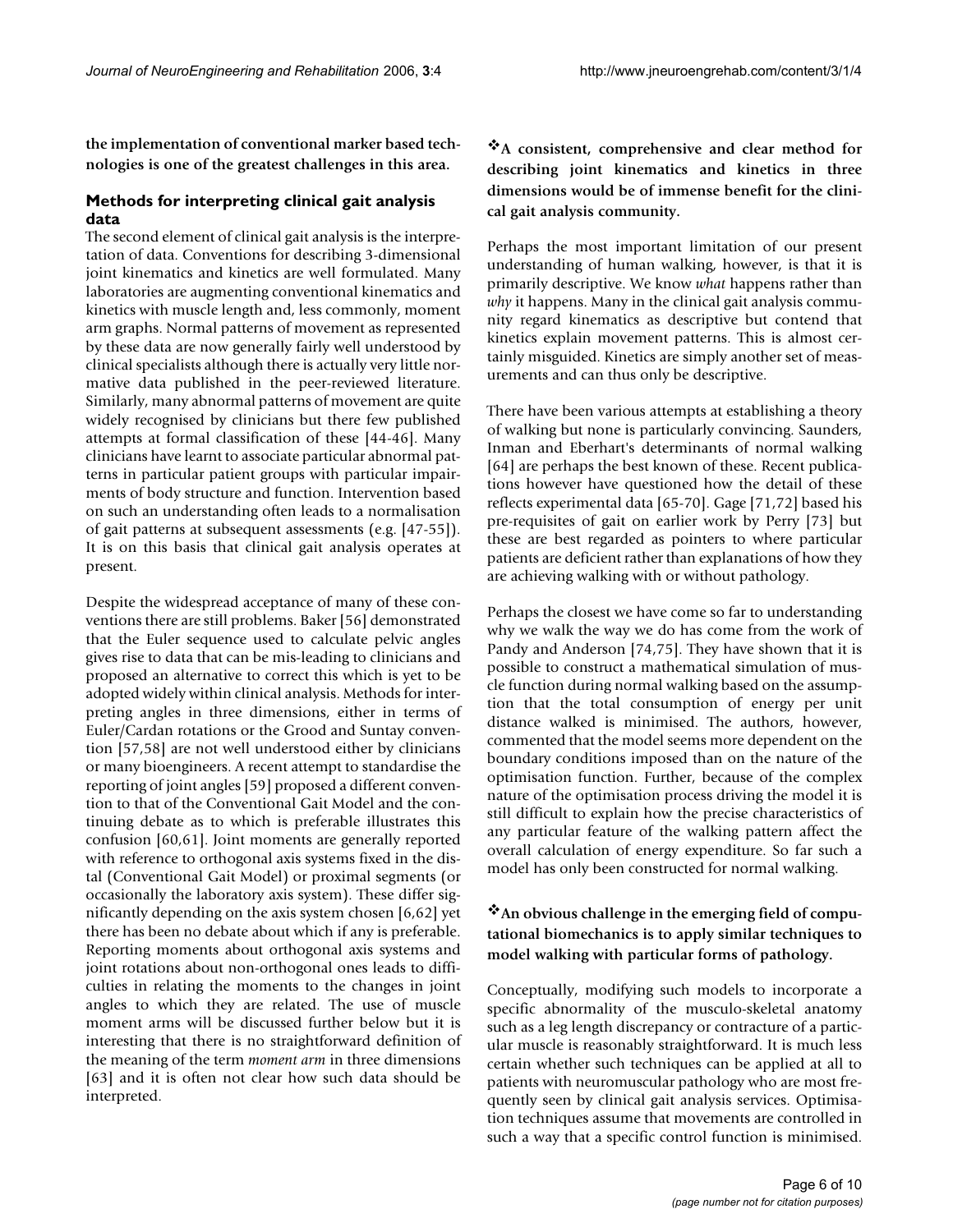**the implementation of conventional marker based technologies is one of the greatest challenges in this area.**

### Methods for interpreting clinical gait analysis data

The second element of clinical gait analysis is the interpretation of data. Conventions for describing 3-dimensional joint kinematics and kinetics are well formulated. Many laboratories are augmenting conventional kinematics and kinetics with muscle length and, less commonly, moment arm graphs. Normal patterns of movement as represented by these data are now generally fairly well understood by clinical specialists although there is actually very little normative data published in the peer-reviewed literature. Similarly, many abnormal patterns of movement are quite widely recognised by clinicians but there few published attempts at formal classification of these [44-46]. Many clinicians have learnt to associate particular abnormal patterns in particular patient groups with particular impairments of body structure and function. Intervention based on such an understanding often leads to a normalisation of gait patterns at subsequent assessments (e.g. [47-55]). It is on this basis that clinical gait analysis operates at present.

Despite the widespread acceptance of many of these conventions there are still problems. Baker [56] demonstrated that the Euler sequence used to calculate pelvic angles gives rise to data that can be mis-leading to clinicians and proposed an alternative to correct this which is yet to be adopted widely within clinical analysis. Methods for interpreting angles in three dimensions, either in terms of Euler/Cardan rotations or the Grood and Suntay convention [57,58] are not well understood either by clinicians or many bioengineers. A recent attempt to standardise the reporting of joint angles [59] proposed a different convention to that of the Conventional Gait Model and the continuing debate as to which is preferable illustrates this confusion [60,61]. Joint moments are generally reported with reference to orthogonal axis systems fixed in the distal (Conventional Gait Model) or proximal segments (or occasionally the laboratory axis system). These differ significantly depending on the axis system chosen [6,62] yet there has been no debate about which if any is preferable. Reporting moments about orthogonal axis systems and joint rotations about non-orthogonal ones leads to difficulties in relating the moments to the changes in joint angles to which they are related. The use of muscle moment arms will be discussed further below but it is interesting that there is no straightforward definition of the meaning of the term *moment arm* in three dimensions [63] and it is often not clear how such data should be interpreted.

❖**A consistent, comprehensive and clear method for describing joint kinematics and kinetics in three dimensions would be of immense benefit for the clinical gait analysis community.**

Perhaps the most important limitation of our present understanding of human walking, however, is that it is primarily descriptive. We know *what* happens rather than *why* it happens. Many in the clinical gait analysis community regard kinematics as descriptive but contend that kinetics explain movement patterns. This is almost certainly misguided. Kinetics are simply another set of measurements and can thus only be descriptive.

There have been various attempts at establishing a theory of walking but none is particularly convincing. Saunders, Inman and Eberhart's determinants of normal walking [64] are perhaps the best known of these. Recent publications however have questioned how the detail of these reflects experimental data [65-70]. Gage [71,72] based his pre-requisites of gait on earlier work by Perry [73] but these are best regarded as pointers to where particular patients are deficient rather than explanations of how they are achieving walking with or without pathology.

Perhaps the closest we have come so far to understanding why we walk the way we do has come from the work of Pandy and Anderson [74,75]. They have shown that it is possible to construct a mathematical simulation of muscle function during normal walking based on the assumption that the total consumption of energy per unit distance walked is minimised. The authors, however, commented that the model seems more dependent on the boundary conditions imposed than on the nature of the optimisation function. Further, because of the complex nature of the optimisation process driving the model it is still difficult to explain how the precise characteristics of any particular feature of the walking pattern affect the overall calculation of energy expenditure. So far such a model has only been constructed for normal walking.

❖**An obvious challenge in the emerging field of computational biomechanics is to apply similar techniques to model walking with particular forms of pathology.**

Conceptually, modifying such models to incorporate a specific abnormality of the musculo-skeletal anatomy such as a leg length discrepancy or contracture of a particular muscle is reasonably straightforward. It is much less certain whether such techniques can be applied at all to patients with neuromuscular pathology who are most frequently seen by clinical gait analysis services. Optimisation techniques assume that movements are controlled in such a way that a specific control function is minimised.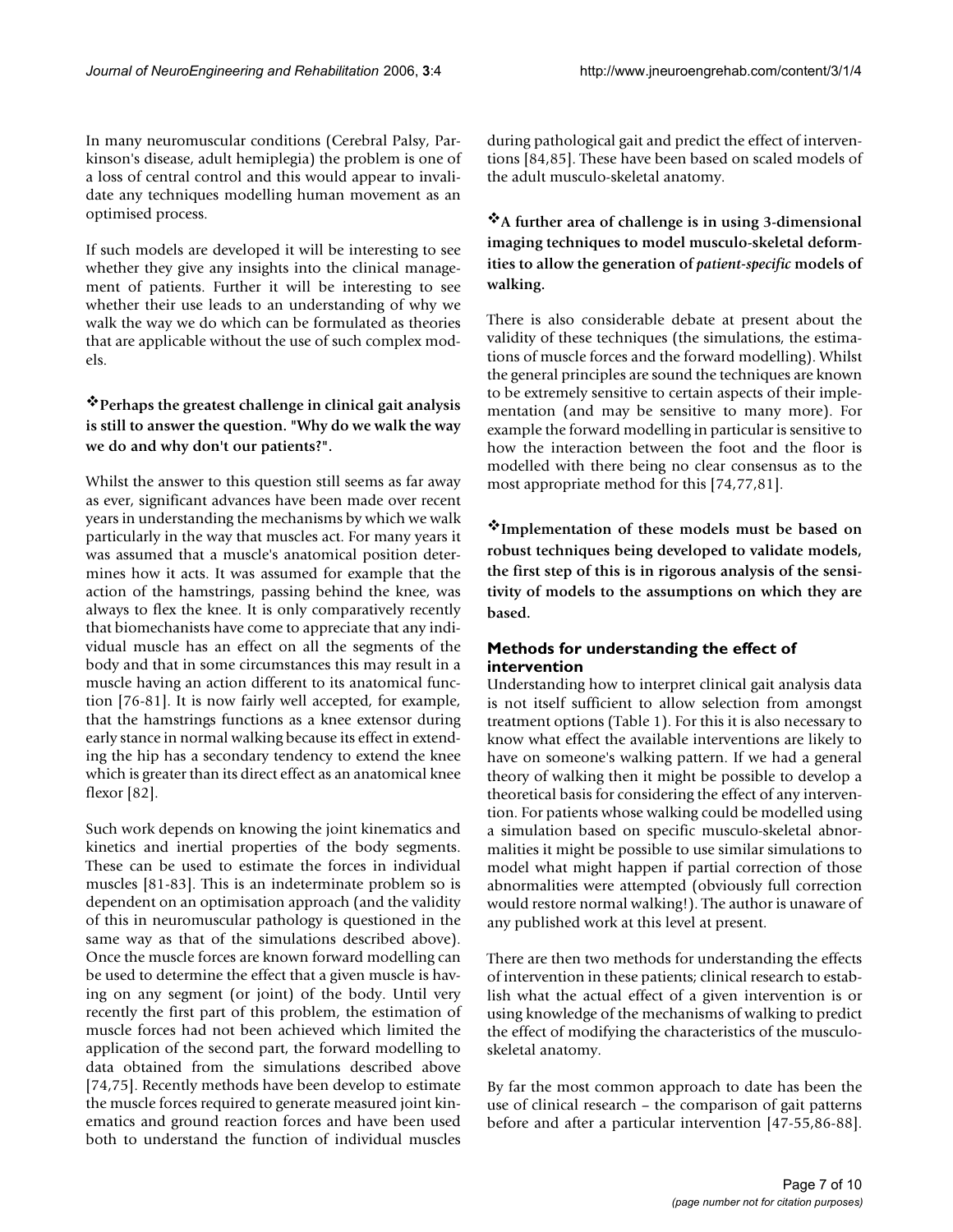In many neuromuscular conditions (Cerebral Palsy, Parkinson's disease, adult hemiplegia) the problem is one of a loss of central control and this would appear to invalidate any techniques modelling human movement as an optimised process.

If such models are developed it will be interesting to see whether they give any insights into the clinical management of patients. Further it will be interesting to see whether their use leads to an understanding of why we walk the way we do which can be formulated as theories that are applicable without the use of such complex models.

❖**Perhaps the greatest challenge in clinical gait analysis is still to answer the question. "Why do we walk the way we do and why don't our patients?".**

Whilst the answer to this question still seems as far away as ever, significant advances have been made over recent years in understanding the mechanisms by which we walk particularly in the way that muscles act. For many years it was assumed that a muscle's anatomical position determines how it acts. It was assumed for example that the action of the hamstrings, passing behind the knee, was always to flex the knee. It is only comparatively recently that biomechanists have come to appreciate that any individual muscle has an effect on all the segments of the body and that in some circumstances this may result in a muscle having an action different to its anatomical function [76-81]. It is now fairly well accepted, for example, that the hamstrings functions as a knee extensor during early stance in normal walking because its effect in extending the hip has a secondary tendency to extend the knee which is greater than its direct effect as an anatomical knee flexor [82].

Such work depends on knowing the joint kinematics and kinetics and inertial properties of the body segments. These can be used to estimate the forces in individual muscles [81-83]. This is an indeterminate problem so is dependent on an optimisation approach (and the validity of this in neuromuscular pathology is questioned in the same way as that of the simulations described above). Once the muscle forces are known forward modelling can be used to determine the effect that a given muscle is having on any segment (or joint) of the body. Until very recently the first part of this problem, the estimation of muscle forces had not been achieved which limited the application of the second part, the forward modelling to data obtained from the simulations described above [74,75]. Recently methods have been develop to estimate the muscle forces required to generate measured joint kinematics and ground reaction forces and have been used both to understand the function of individual muscles during pathological gait and predict the effect of interventions [84,85]. These have been based on scaled models of the adult musculo-skeletal anatomy.

❖**A further area of challenge is in using 3-dimensional imaging techniques to model musculo-skeletal deformities to allow the generation of *patient-specific* models of walking.**

There is also considerable debate at present about the validity of these techniques (the simulations, the estimations of muscle forces and the forward modelling). Whilst the general principles are sound the techniques are known to be extremely sensitive to certain aspects of their implementation (and may be sensitive to many more). For example the forward modelling in particular is sensitive to how the interaction between the foot and the floor is modelled with there being no clear consensus as to the most appropriate method for this [74,77,81].

❖**Implementation of these models must be based on robust techniques being developed to validate models, the first step of this is in rigorous analysis of the sensitivity of models to the assumptions on which they are based.**

## Methods for understanding the effect of intervention

Understanding how to interpret clinical gait analysis data is not itself sufficient to allow selection from amongst treatment options (Table 1). For this it is also necessary to know what effect the available interventions are likely to have on someone's walking pattern. If we had a general theory of walking then it might be possible to develop a theoretical basis for considering the effect of any intervention. For patients whose walking could be modelled using a simulation based on specific musculo-skeletal abnormalities it might be possible to use similar simulations to model what might happen if partial correction of those abnormalities were attempted (obviously full correction would restore normal walking!). The author is unaware of any published work at this level at present.

There are then two methods for understanding the effects of intervention in these patients; clinical research to establish what the actual effect of a given intervention is or using knowledge of the mechanisms of walking to predict the effect of modifying the characteristics of the musculo-skeletal anatomy.

By far the most common approach to date has been the use of clinical research – the comparison of gait patterns before and after a particular intervention [47-55,86-88].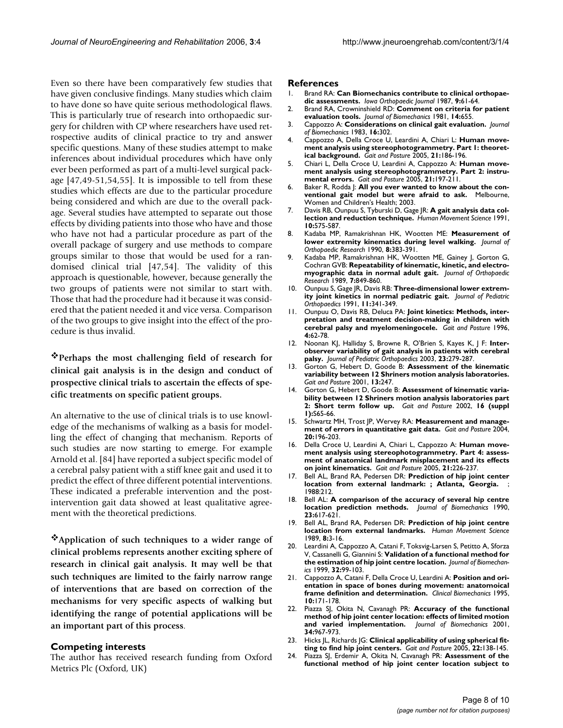Even so there have been comparatively few studies that have given conclusive findings. Many studies which claim to have done so have quite serious methodological flaws. This is particularly true of research into orthopaedic surgery for children with CP where researchers have used retrospective audits of clinical practice to try and answer specific questions. Many of these studies attempt to make inferences about individual procedures which have only ever been performed as part of a multi-level surgical package [47,49-51,54,55]. It is impossible to tell from these studies which effects are due to the particular procedure being considered and which are due to the overall package. Several studies have attempted to separate out those effects by dividing patients into those who have and those who have not had a particular procedure as part of the overall package of surgery and use methods to compare groups similar to those that would be used for a randomised clinical trial [47,54]. The validity of this approach is questionable, however, because generally the two groups of patients were not similar to start with. Those that had the procedure had it because it was considered that the patient needed it and vice versa. Comparison of the two groups to give insight into the effect of the procedure is thus invalid.

❖**Perhaps the most challenging field of research for clinical gait analysis is in the design and conduct of prospective clinical trials to ascertain the effects of specific treatments on specific patient groups.**

An alternative to the use of clinical trials is to use knowledge of the mechanisms of walking as a basis for modelling the effect of changing that mechanism. Reports of such studies are now starting to emerge. For example Arnold et al. [84] have reported a subject specific model of a cerebral palsy patient with a stiff knee gait and used it to predict the effect of three different potential interventions. These indicated a preferable intervention and the post-intervention gait data showed at least qualitative agreement with the theoretical predictions.

❖**Application of such techniques to a wider range of clinical problems represents another exciting sphere of research in clinical gait analysis. It may well be that such techniques are limited to the fairly narrow range of interventions that are based on correction of the mechanisms for very specific aspects of walking but identifying the range of potential applications will be an important part of this process**.

## Competing interests

The author has received research funding from Oxford Metrics Plc (Oxford, UK)

## References

1. Brand RA: **Can Biomechanics contribute to clinical orthopaedic assessments.** *Iowa Orthopaedic Journal* 1987, **9:**61-64.
2. Brand RA, Crowninshield RD: **Comment on criteria for patient evaluation tools.** *Journal of Biomechanics* 1981, **14:**655.
3. Cappozzo A: **Considerations on clinical gait evaluation.** *Journal of Biomechanics* 1983, **16:**302.
4. Cappozzo A, Della Croce U, Leardini A, Chiari L: **Human movement analysis using stereophotogrammetry. Part 1: theoretical background.** *Gait and Posture* 2005, **21:**186-196.
5. Chiari L, Della Croce U, Leardini A, Cappozzo A: **Human movement analysis using stereophotogrammetry. Part 2: instrumental errors.** *Gait and Posture* 2005, **21:**197-211.
6. Baker R, Rodda J: **All you ever wanted to know about the conventional gait model but were afraid to ask.** Melbourne, Women and Children's Health; 2003.
7. Davis RB, Ounpuu S, Tyburski D, Gage JR: **A gait analysis data collection and reduction technique.** *Human Movement Science* 1991, **10:**575-587.
8. Kadaba MP, Ramakrishnan HK, Wootten ME: **Measurement of lower extremity kinematics during level walking.** *Journal of Orthopaedic Research* 1990, **8:**383-391.
9. Kadaba MP, Ramakrishnan HK, Wootten ME, Gainey J, Gorton G, Cochran GVB: **Repeatability of kinematic, kinetic, and electromyographic data in normal adult gait.** *Journal of Orthopaedic Research* 1989, **7:**849-860.
10. Ounpuu S, Gage JR, Davis RB: **Three-dimensional lower extremity joint kinetics in normal pediatric gait.** *Journal of Pediatric Orthopaedics* 1991, **11:**341-349.
11. Ounpuu O, Davis RB, Deluca PA: **Joint kinetics: Methods, interpretation and treatment decision-making in children with cerebral palsy and myelomeningocele.** *Gait and Posture* 1996, **4:**62-78.
12. Noonan KJ, Halliday S, Browne R, O'Brien S, Kayes K, J F: **Interobserver variability of gait analysis in patients with cerebral palsy.** *Journal of Pediatric Orthopaedics* 2003, **23:**279-287.
13. Gorton G, Hebert D, Goode B: **Assessment of the kinematic variability between 12 Shriners motion analysis laboratories.** *Gait and Posture* 2001, **13:**247.
14. Gorton G, Hebert D, Goode B: **Assessment of kinematic variability between 12 Shriners motion analysis laboratories part 2: Short term follow up.** *Gait and Posture* 2002, **16 (suppl 1):**S65-66.
15. Schwartz MH, Trost JP, Wervey RA: **Measurement and management of errors in quantitative gait data.** *Gait and Posture* 2004, **20:**196-203.
16. Della Croce U, Leardini A, Chiari L, Cappozzo A: **Human movement analysis using stereophotogrammetry. Part 4: assessment of anatomical landmark misplacement and its effects on joint kinematics.** *Gait and Posture* 2005, **21:**226-237.
17. Bell AL, Brand RA, Pedersen DR: **Prediction of hip joint center location from external landmark: ; Atlanta, Georgia.** ; 1988:212.
18. Bell AL: **A comparison of the accuracy of several hip centre location prediction methods.** *Journal of Biomechanics* 1990, **23:**617-621.
19. Bell AL, Brand RA, Pedersen DR: **Prediction of hip joint centre location from external landmarks.** *Human Movement Science* 1989, **8:**3-16.
20. Leardini A, Cappozzo A, Catani F, Toksvig-Larsen S, Petitto A, Sforza V, Cassanelli G, Giannini S: **Validation of a functional method for the estimation of hip joint centre location.** *Journal of Biomechanics* 1999, **32:**99-103.
21. Cappozzo A, Catani F, Della Croce U, Leardini A: **Position and orientation in space of bones during movement: anatomoical frame definition and determination.** *Clinical Biomechanics* 1995, **10:**171-178.
22. Piazza SJ, Okita N, Cavanagh PR: **Accuracy of the functional method of hip joint center location: effects of limited motion and varied implementation.** *Journal of Biomechanics* 2001, **34:**967-973.
23. Hicks JL, Richards JG: **Clinical applicability of using spherical fitting to find hip joint centers.** *Gait and Posture* 2005, **22:**138-145.
24. Piazza SJ, Erdemir A, Okita N, Cavanagh PR: **Assessment of the functional method of hip joint center location subject to**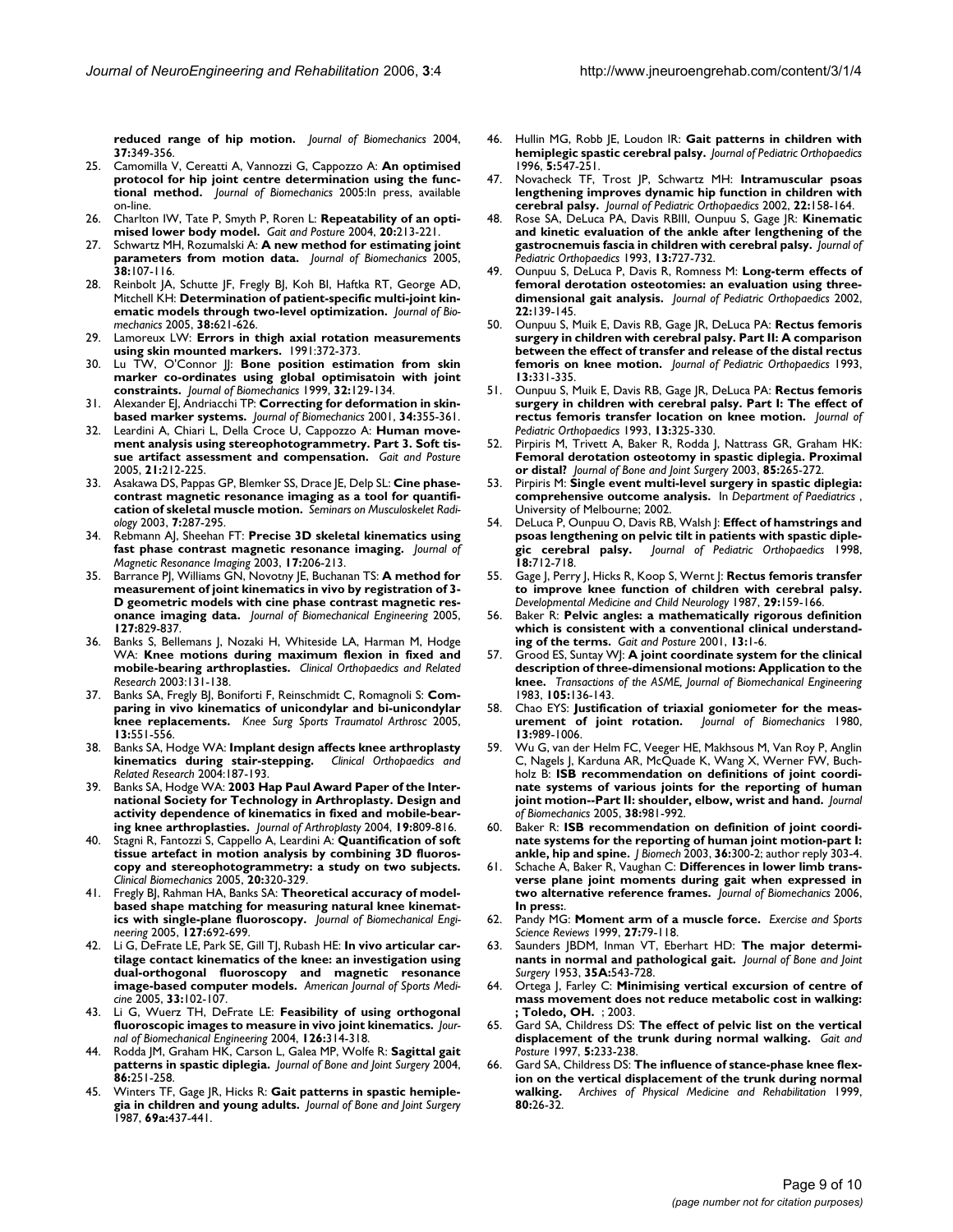**reduced range of hip motion.** *Journal of Biomechanics* 2004, **37:**349-356.

25. Camomilla V, Cereatti A, Vannozzi G, Cappozzo A: **An optimised protocol for hip joint centre determination using the functional method.** *Journal of Biomechanics* 2005:In press, available on-line.
26. Charlton IW, Tate P, Smyth P, Roren L: **Repeatability of an optimised lower body model.** *Gait and Posture* 2004, **20:**213-221.
27. Schwartz MH, Rozumalski A: **A new method for estimating joint parameters from motion data.** *Journal of Biomechanics* 2005, **38:**107-116.
28. Reinbolt JA, Schutte JF, Fregly BJ, Koh BI, Haftka RT, George AD, Mitchell KH: **Determination of patient-specific multi-joint kinematic models through two-level optimization.** *Journal of Biomechanics* 2005, **38:**621-626.
29. Lamoreux LW: **Errors in thigh axial rotation measurements using skin mounted markers.** 1991:372-373.
30. Lu TW, O'Connor JJ: **Bone position estimation from skin marker co-ordinates using global optimisatoin with joint constraints.** *Journal of Biomechanics* 1999, **32:**129-134.
31. Alexander EJ, Andriacchi TP: **Correcting for deformation in skin-based marker systems.** *Journal of Biomechanics* 2001, **34:**355-361.
32. Leardini A, Chiari L, Della Croce U, Cappozzo A: **Human movement analysis using stereophotogrammetry. Part 3. Soft tissue artifact assessment and compensation.** *Gait and Posture* 2005, **21:**212-225.
33. Asakawa DS, Pappas GP, Blemker SS, Drace JE, Delp SL: **Cine phase-contrast magnetic resonance imaging as a tool for quantification of skeletal muscle motion.** *Seminars on Musculoskelet Radiology* 2003, **7:**287-295.
34. Rebmann AJ, Sheehan FT: **Precise 3D skeletal kinematics using fast phase contrast magnetic resonance imaging.** *Journal of Magnetic Resonance Imaging* 2003, **17:**206-213.
35. Barrance PJ, Williams GN, Novotny JE, Buchanan TS: **A method for measurement of joint kinematics in vivo by registration of 3-D geometric models with cine phase contrast magnetic resonance imaging data.** *Journal of Biomechanical Engineering* 2005, **127:**829-837.
36. Banks S, Bellemans J, Nozaki H, Whiteside LA, Harman M, Hodge WA: **Knee motions during maximum flexion in fixed and mobile-bearing arthroplasties.** *Clinical Orthopaedics and Related Research* 2003:131-138.
37. Banks SA, Fregly BJ, Boniforti F, Reinschmidt C, Romagnoli S: **Comparing in vivo kinematics of unicondylar and bi-unicondylar knee replacements.** *Knee Surg Sports Traumatol Arthrosc* 2005, **13:**551-556.
38. Banks SA, Hodge WA: **Implant design affects knee arthroplasty kinematics during stair-stepping.** *Clinical Orthopaedics and Related Research* 2004:187-193.
39. Banks SA, Hodge WA: **2003 Hap Paul Award Paper of the International Society for Technology in Arthroplasty. Design and activity dependence of kinematics in fixed and mobile-bearing knee arthroplasties.** *Journal of Arthroplasty* 2004, **19:**809-816.
40. Stagni R, Fantozzi S, Cappello A, Leardini A: **Quantification of soft tissue artefact in motion analysis by combining 3D fluoroscopy and stereophotogrammetry: a study on two subjects.** *Clinical Biomechanics* 2005, **20:**320-329.
41. Fregly BJ, Rahman HA, Banks SA: **Theoretical accuracy of model-based shape matching for measuring natural knee kinematics with single-plane fluoroscopy.** *Journal of Biomechanical Engineering* 2005, **127:**692-699.
42. Li G, DeFrate LE, Park SE, Gill TJ, Rubash HE: **In vivo articular cartilage contact kinematics of the knee: an investigation using dual-orthogonal fluoroscopy and magnetic resonance image-based computer models.** *American Journal of Sports Medicine* 2005, **33:**102-107.
43. Li G, Wuerz TH, DeFrate LE: **Feasibility of using orthogonal fluoroscopic images to measure in vivo joint kinematics.** *Journal of Biomechanical Engineering* 2004, **126:**314-318.
44. Rodda JM, Graham HK, Carson L, Galea MP, Wolfe R: **Sagittal gait patterns in spastic diplegia.** *Journal of Bone and Joint Surgery* 2004, **86:**251-258.
45. Winters TF, Gage JR, Hicks R: **Gait patterns in spastic hemiplegia in children and young adults.** *Journal of Bone and Joint Surgery* 1987, **69a:**437-441.
46. Hullin MG, Robb JE, Loudon IR: **Gait patterns in children with hemiplegic spastic cerebral palsy.** *Journal of Pediatric Orthopaedics* 1996, **5:**547-251.
47. Novacheck TF, Trost JP, Schwartz MH: **Intramuscular psoas lengthening improves dynamic hip function in children with cerebral palsy.** *Journal of Pediatric Orthopaedics* 2002, **22:**158-164.
48. Rose SA, DeLuca PA, Davis RBIII, Ounpuu S, Gage JR: **Kinematic and kinetic evaluation of the ankle after lengthening of the gastrocnemuis fascia in children with cerebral palsy.** *Journal of Pediatric Orthopaedics* 1993, **13:**727-732.
49. Ounpuu S, DeLuca P, Davis R, Romness M: **Long-term effects of femoral derotation osteotomies: an evaluation using three-dimensional gait analysis.** *Journal of Pediatric Orthopaedics* 2002, **22:**139-145.
50. Ounpuu S, Muik E, Davis RB, Gage JR, DeLuca PA: **Rectus femoris surgery in children with cerebral palsy. Part II: A comparison between the effect of transfer and release of the distal rectus femoris on knee motion.** *Journal of Pediatric Orthopaedics* 1993, **13:**331-335.
51. Ounpuu S, Muik E, Davis RB, Gage JR, DeLuca PA: **Rectus femoris surgery in children with cerebral palsy. Part I: The effect of rectus femoris transfer location on knee motion.** *Journal of Pediatric Orthopaedics* 1993, **13:**325-330.
52. Pirpiris M, Trivett A, Baker R, Rodda J, Nattrass GR, Graham HK: **Femoral derotation osteotomy in spastic diplegia. Proximal or distal?** *Journal of Bone and Joint Surgery* 2003, **85:**265-272.
53. Pirpiris M: **Single event multi-level surgery in spastic diplegia: comprehensive outcome analysis.** In *Department of Paediatrics* , University of Melbourne; 2002.
54. DeLuca P, Ounpuu O, Davis RB, Walsh J: **Effect of hamstrings and psoas lengthening on pelvic tilt in patients with spastic diplegic cerebral palsy.** *Journal of Pediatric Orthopaedics* 1998, **18:**712-718.
55. Gage J, Perry J, Hicks R, Koop S, Wernt J: **Rectus femoris transfer to improve knee function of children with cerebral palsy.** *Developmental Medicine and Child Neurology* 1987, **29:**159-166.
56. Baker R: **Pelvic angles: a mathematically rigorous definition which is consistent with a conventional clinical understanding of the terms.** *Gait and Posture* 2001, **13:**1-6.
57. Grood ES, Suntay WJ: **A joint coordinate system for the clinical description of three-dimensional motions: Application to the knee.** *Transactions of the ASME, Journal of Biomechanical Engineering* 1983, **105:**136-143.
58. Chao EYS: **Justification of triaxial goniometer for the measurement of joint rotation.** *Journal of Biomechanics* 1980, **13:**989-1006.
59. Wu G, van der Helm FC, Veeger HE, Makhsous M, Van Roy P, Anglin C, Nagels J, Karduna AR, McQuade K, Wang X, Werner FW, Buchholz B: **ISB recommendation on definitions of joint coordinate systems of various joints for the reporting of human joint motion--Part II: shoulder, elbow, wrist and hand.** *Journal of Biomechanics* 2005, **38:**981-992.
60. Baker R: **ISB recommendation on definition of joint coordinate systems for the reporting of human joint motion-part I: ankle, hip and spine.** *J Biomech* 2003, **36:**300-2; author reply 303-4.
61. Schache A, Baker R, Vaughan C: **Differences in lower limb transverse plane joint moments during gait when expressed in two alternative reference frames.** *Journal of Biomechanics* 2006, **In press:**.
62. Pandy MG: **Moment arm of a muscle force.** *Exercise and Sports Science Reviews* 1999, **27:**79-118.
63. Saunders JBDM, Inman VT, Eberhart HD: **The major determinants in normal and pathological gait.** *Journal of Bone and Joint Surgery* 1953, **35A:**543-728.
64. Ortega J, Farley C: **Minimising vertical excursion of centre of mass movement does not reduce metabolic cost in walking: ; Toledo, OH.** ; 2003.
65. Gard SA, Childress DS: **The effect of pelvic list on the vertical displacement of the trunk during normal walking.** *Gait and Posture* 1997, **5:**233-238.
66. Gard SA, Childress DS: **The influence of stance-phase knee flexion on the vertical displacement of the trunk during normal walking.** *Archives of Physical Medicine and Rehabilitation* 1999, **80:**26-32.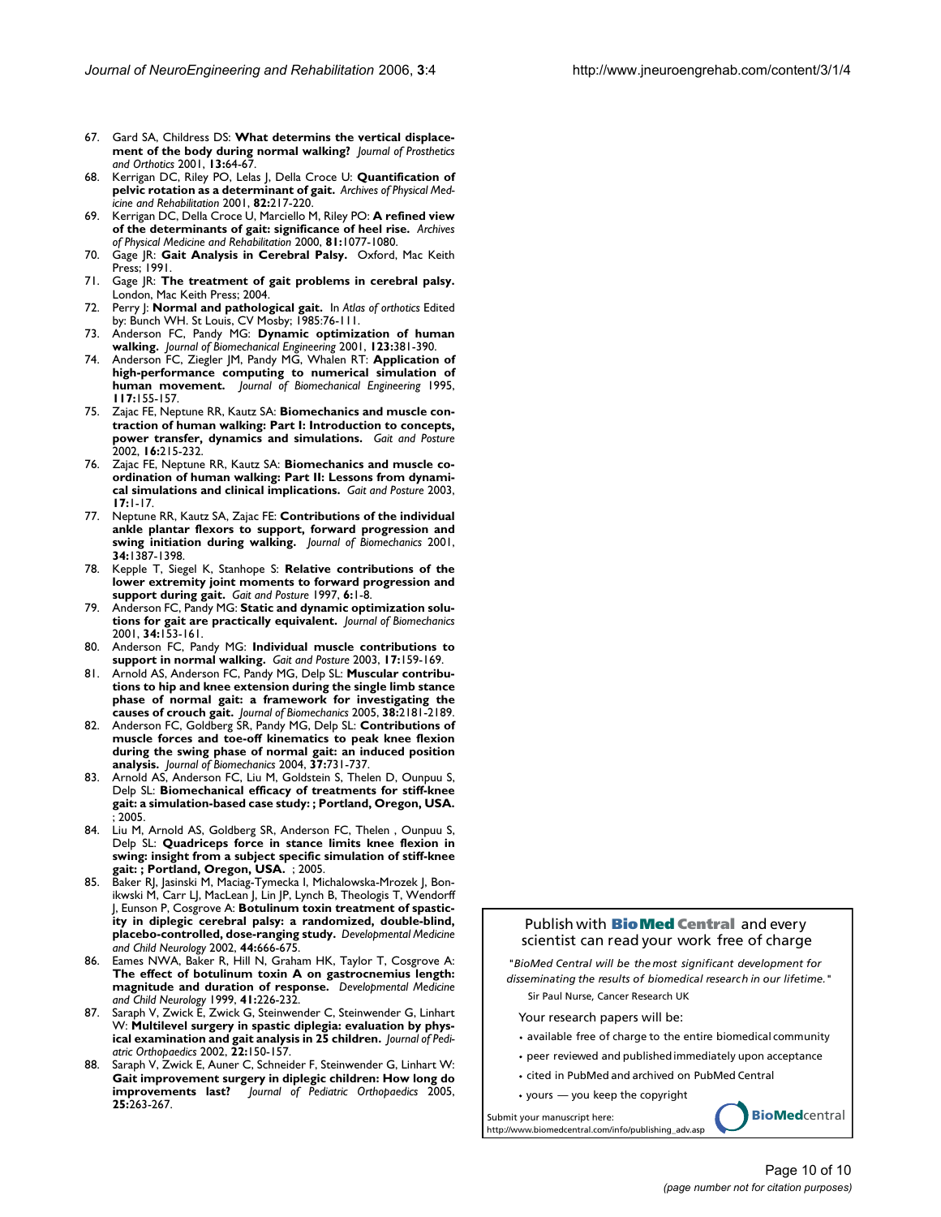67. Gard SA, Childress DS: **What determins the vertical displacement of the body during normal walking?** *Journal of Prosthetics and Orthotics* 2001, **13:**64-67.
68. Kerrigan DC, Riley PO, Lelas J, Della Croce U: **Quantification of pelvic rotation as a determinant of gait.** *Archives of Physical Medicine and Rehabilitation* 2001, **82:**217-220.
69. Kerrigan DC, Della Croce U, Marciello M, Riley PO: **A refined view of the determinants of gait: significance of heel rise.** *Archives of Physical Medicine and Rehabilitation* 2000, **81:**1077-1080.
70. Gage JR: **Gait Analysis in Cerebral Palsy.** Oxford, Mac Keith Press; 1991.
71. Gage JR: **The treatment of gait problems in cerebral palsy.** London, Mac Keith Press; 2004.
72. Perry J: **Normal and pathological gait.** In *Atlas of orthotics* Edited by: Bunch WH. St Louis, CV Mosby; 1985:76-111.
73. Anderson FC, Pandy MG: **Dynamic optimization of human walking.** *Journal of Biomechanical Engineering* 2001, **123:**381-390.
74. Anderson FC, Ziegler JM, Pandy MG, Whalen RT: **Application of high-performance computing to numerical simulation of human movement.** *Journal of Biomechanical Engineering* 1995, **117:**155-157.
75. Zajac FE, Neptune RR, Kautz SA: **Biomechanics and muscle contraction of human walking: Part I: Introduction to concepts, power transfer, dynamics and simulations.** *Gait and Posture* 2002, **16:**215-232.
76. Zajac FE, Neptune RR, Kautz SA: **Biomechanics and muscle coordination of human walking: Part II: Lessons from dynamical simulations and clinical implications.** *Gait and Posture* 2003, **17:**1-17.
77. Neptune RR, Kautz SA, Zajac FE: **Contributions of the individual ankle plantar flexors to support, forward progression and swing initiation during walking.** *Journal of Biomechanics* 2001, **34:**1387-1398.
78. Kepple T, Siegel K, Stanhope S: **Relative contributions of the lower extremity joint moments to forward progression and support during gait.** *Gait and Posture* 1997, **6:**1-8.
79. Anderson FC, Pandy MG: **Static and dynamic optimization solutions for gait are practically equivalent.** *Journal of Biomechanics* 2001, **34:**153-161.
80. Anderson FC, Pandy MG: **Individual muscle contributions to support in normal walking.** *Gait and Posture* 2003, **17:**159-169.
81. Arnold AS, Anderson FC, Pandy MG, Delp SL: **Muscular contributions to hip and knee extension during the single limb stance phase of normal gait: a framework for investigating the causes of crouch gait.** *Journal of Biomechanics* 2005, **38:**2181-2189.
82. Anderson FC, Goldberg SR, Pandy MG, Delp SL: **Contributions of muscle forces and toe-off kinematics to peak knee flexion during the swing phase of normal gait: an induced position analysis.** *Journal of Biomechanics* 2004, **37:**731-737.
83. Arnold AS, Anderson FC, Liu M, Goldstein S, Thelen D, Ounpuu S, Delp SL: **Biomechanical efficacy of treatments for stiff-knee gait: a simulation-based case study: ; Portland, Oregon, USA.** ; 2005.
84. Liu M, Arnold AS, Goldberg SR, Anderson FC, Thelen , Ounpuu S, Delp SL: **Quadriceps force in stance limits knee flexion in swing: insight from a subject specific simulation of stiff-knee gait: ; Portland, Oregon, USA.** ; 2005.
85. Baker RJ, Jasinski M, Maciag-Tymecka I, Michalowska-Mrozek J, Bonikwski M, Carr LJ, MacLean J, Lin JP, Lynch B, Theologis T, Wendorff J, Eunson P, Cosgrove A: **Botulinum toxin treatment of spasticity in diplegic cerebral palsy: a randomized, double-blind, placebo-controlled, dose-ranging study.** *Developmental Medicine and Child Neurology* 2002, **44:**666-675.
86. Eames NWA, Baker R, Hill N, Graham HK, Taylor T, Cosgrove A: **The effect of botulinum toxin A on gastrocnemius length: magnitude and duration of response.** *Developmental Medicine and Child Neurology* 1999, **41:**226-232.
87. Saraph V, Zwick E, Zwick G, Steinwender C, Steinwender G, Linhart W: **Multilevel surgery in spastic diplegia: evaluation by physical examination and gait analysis in 25 children.** *Journal of Pediatric Orthopaedics* 2002, **22:**150-157.
88. Saraph V, Zwick E, Auner C, Schneider F, Steinwender G, Linhart W: **Gait improvement surgery in diplegic children: How long do improvements last?** *Journal of Pediatric Orthopaedics* 2005, **25:**263-267.

Publish with **BioMed Central** and every scientist can read your work free of charge

*"BioMed Central will be the most significant development for disseminating the results of biomedical research in our lifetime."*
Sir Paul Nurse, Cancer Research UK

Your research papers will be:

- available free of charge to the entire biomedical community
- peer reviewed and published immediately upon acceptance
- cited in PubMed and archived on PubMed Central
- yours — you keep the copyright

Submit your manuscript here:
http://www.biomedcentral.com/info/publishing_adv.asp

BioMedcentral